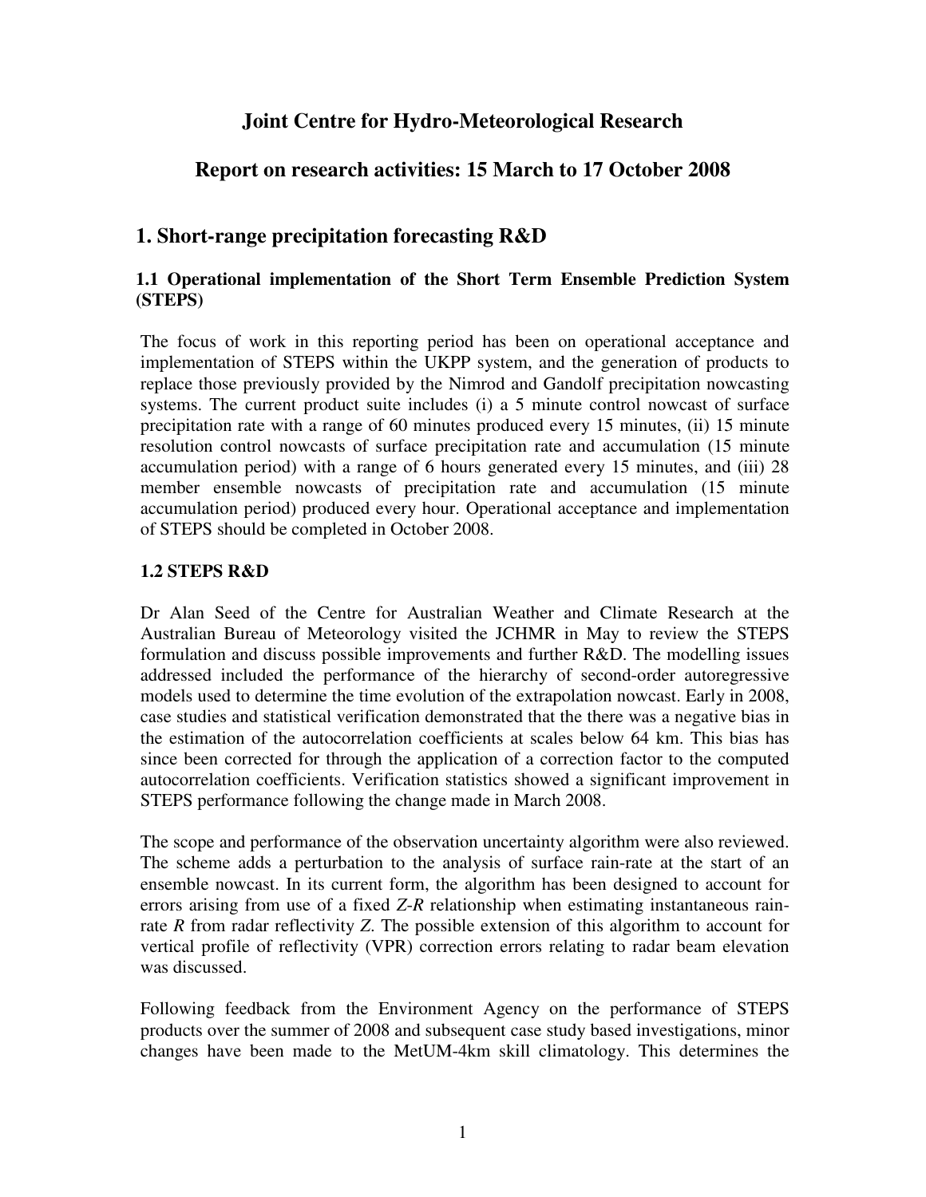# Joint Centre for Hydro-Meteorological Research

# Report on research activities: 15 March to 17 October 2008

## 1. Short-range precipitation forecasting R&D

### 1.1 Operational implementation of the Short Term Ensemble Prediction System (STEPS)

The focus of work in this reporting period has been on operational acceptance and implementation of STEPS within the UKPP system, and the generation of products to replace those previously provided by the Nimrod and Gandolf precipitation nowcasting systems. The current product suite includes (i) a 5 minute control nowcast of surface precipitation rate with a range of 60 minutes produced every 15 minutes, (ii) 15 minute resolution control nowcasts of surface precipitation rate and accumulation (15 minute accumulation period) with a range of 6 hours generated every 15 minutes, and (iii) 28 member ensemble nowcasts of precipitation rate and accumulation (15 minute accumulation period) produced every hour. Operational acceptance and implementation of STEPS should be completed in October 2008.

### 1.2 STEPS R&D

Dr Alan Seed of the Centre for Australian Weather and Climate Research at the Australian Bureau of Meteorology visited the JCHMR in May to review the STEPS formulation and discuss possible improvements and further R&D. The modelling issues addressed included the performance of the hierarchy of second-order autoregressive models used to determine the time evolution of the extrapolation nowcast. Early in 2008, case studies and statistical verification demonstrated that the there was a negative bias in the estimation of the autocorrelation coefficients at scales below 64 km. This bias has since been corrected for through the application of a correction factor to the computed autocorrelation coefficients. Verification statistics showed a significant improvement in STEPS performance following the change made in March 2008.

The scope and performance of the observation uncertainty algorithm were also reviewed. The scheme adds a perturbation to the analysis of surface rain-rate at the start of an ensemble nowcast. In its current form, the algorithm has been designed to account for errors arising from use of a fixed $Z$-$R$ relationship when estimating instantaneous rain-rate $R$ from radar reflectivity $Z$. The possible extension of this algorithm to account for vertical profile of reflectivity (VPR) correction errors relating to radar beam elevation was discussed.

Following feedback from the Environment Agency on the performance of STEPS products over the summer of 2008 and subsequent case study based investigations, minor changes have been made to the MetUM-4km skill climatology. This determines the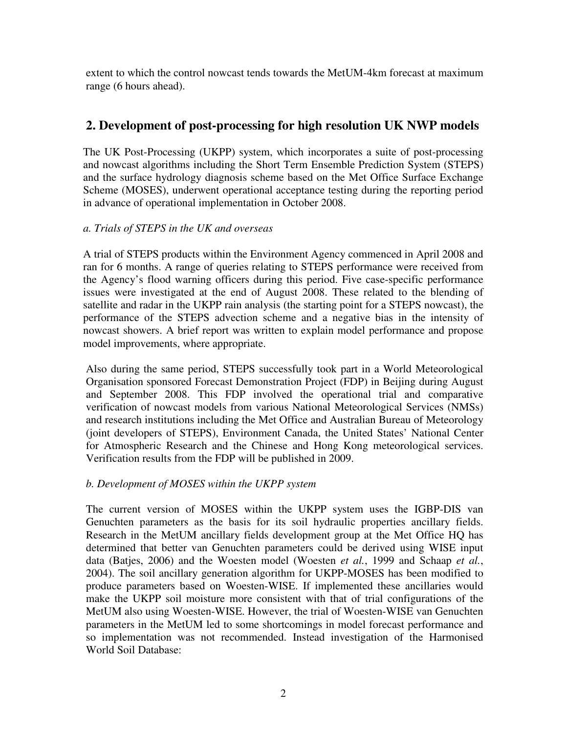extent to which the control nowcast tends towards the MetUM-4km forecast at maximum range (6 hours ahead).

## 2. Development of post-processing for high resolution UK NWP models

The UK Post-Processing (UKPP) system, which incorporates a suite of post-processing and nowcast algorithms including the Short Term Ensemble Prediction System (STEPS) and the surface hydrology diagnosis scheme based on the Met Office Surface Exchange Scheme (MOSES), underwent operational acceptance testing during the reporting period in advance of operational implementation in October 2008.

*a. Trials of STEPS in the UK and overseas*

A trial of STEPS products within the Environment Agency commenced in April 2008 and ran for 6 months. A range of queries relating to STEPS performance were received from the Agency's flood warning officers during this period. Five case-specific performance issues were investigated at the end of August 2008. These related to the blending of satellite and radar in the UKPP rain analysis (the starting point for a STEPS nowcast), the performance of the STEPS advection scheme and a negative bias in the intensity of nowcast showers. A brief report was written to explain model performance and propose model improvements, where appropriate.

Also during the same period, STEPS successfully took part in a World Meteorological Organisation sponsored Forecast Demonstration Project (FDP) in Beijing during August and September 2008. This FDP involved the operational trial and comparative verification of nowcast models from various National Meteorological Services (NMSs) and research institutions including the Met Office and Australian Bureau of Meteorology (joint developers of STEPS), Environment Canada, the United States' National Center for Atmospheric Research and the Chinese and Hong Kong meteorological services. Verification results from the FDP will be published in 2009.

*b. Development of MOSES within the UKPP system*

The current version of MOSES within the UKPP system uses the IGBP-DIS van Genuchten parameters as the basis for its soil hydraulic properties ancillary fields. Research in the MetUM ancillary fields development group at the Met Office HQ has determined that better van Genuchten parameters could be derived using WISE input data (Batjes, 2006) and the Woesten model (Woesten *et al.*, 1999 and Schaap *et al.*, 2004). The soil ancillary generation algorithm for UKPP-MOSES has been modified to produce parameters based on Woesten-WISE. If implemented these ancillaries would make the UKPP soil moisture more consistent with that of trial configurations of the MetUM also using Woesten-WISE. However, the trial of Woesten-WISE van Genuchten parameters in the MetUM led to some shortcomings in model forecast performance and so implementation was not recommended. Instead investigation of the Harmonised World Soil Database: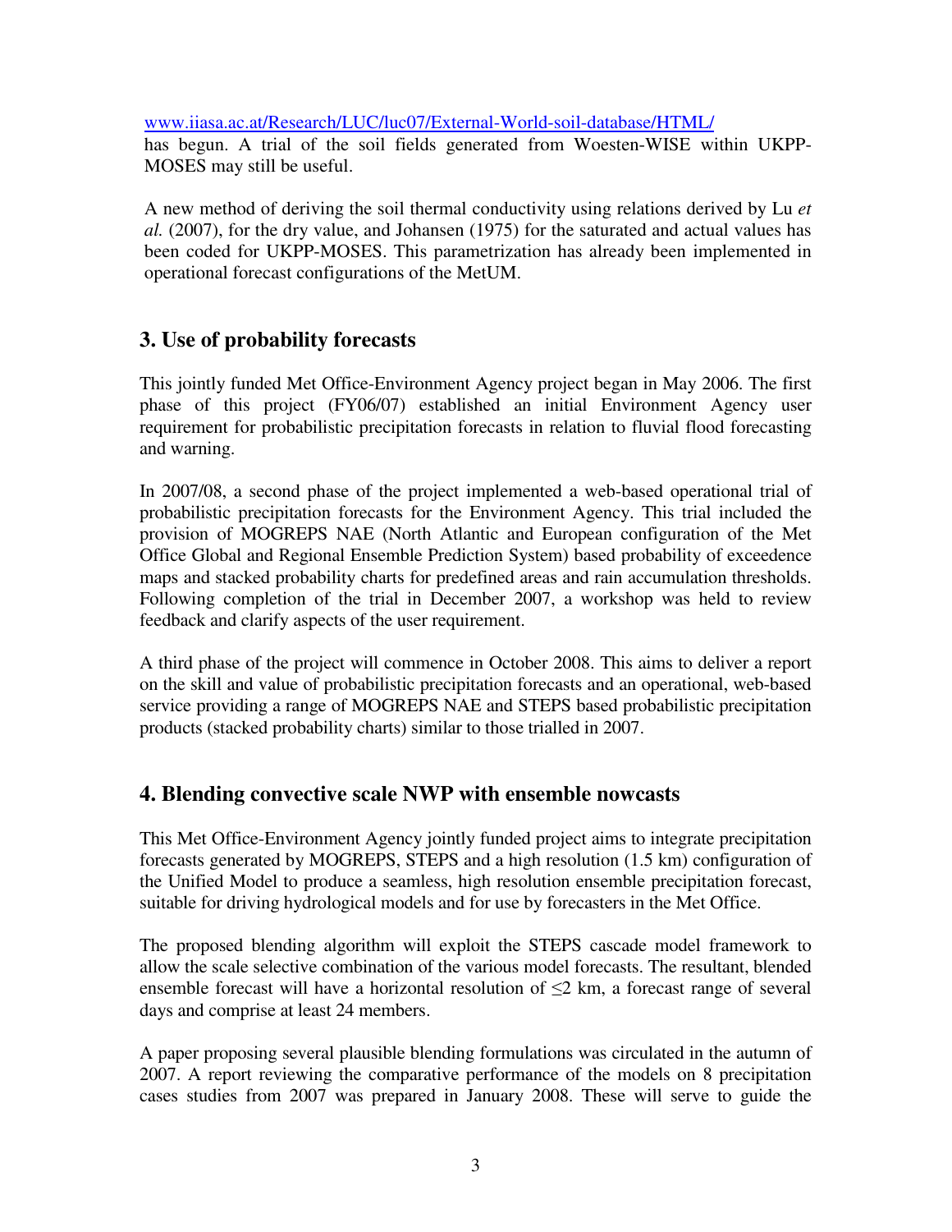www.iiasa.ac.at/Research/LUC/luc07/External-World-soil-database/HTML/
has begun. A trial of the soil fields generated from Woesten-WISE within UKPP-MOSES may still be useful.

A new method of deriving the soil thermal conductivity using relations derived by Lu *et al.* (2007), for the dry value, and Johansen (1975) for the saturated and actual values has been coded for UKPP-MOSES. This parametrization has already been implemented in operational forecast configurations of the MetUM.

## 3. Use of probability forecasts

This jointly funded Met Office-Environment Agency project began in May 2006. The first phase of this project (FY06/07) established an initial Environment Agency user requirement for probabilistic precipitation forecasts in relation to fluvial flood forecasting and warning.

In 2007/08, a second phase of the project implemented a web-based operational trial of probabilistic precipitation forecasts for the Environment Agency. This trial included the provision of MOGREPS NAE (North Atlantic and European configuration of the Met Office Global and Regional Ensemble Prediction System) based probability of exceedence maps and stacked probability charts for predefined areas and rain accumulation thresholds. Following completion of the trial in December 2007, a workshop was held to review feedback and clarify aspects of the user requirement.

A third phase of the project will commence in October 2008. This aims to deliver a report on the skill and value of probabilistic precipitation forecasts and an operational, web-based service providing a range of MOGREPS NAE and STEPS based probabilistic precipitation products (stacked probability charts) similar to those trialled in 2007.

## 4. Blending convective scale NWP with ensemble nowcasts

This Met Office-Environment Agency jointly funded project aims to integrate precipitation forecasts generated by MOGREPS, STEPS and a high resolution (1.5 km) configuration of the Unified Model to produce a seamless, high resolution ensemble precipitation forecast, suitable for driving hydrological models and for use by forecasters in the Met Office.

The proposed blending algorithm will exploit the STEPS cascade model framework to allow the scale selective combination of the various model forecasts. The resultant, blended ensemble forecast will have a horizontal resolution of $\leq$2 km, a forecast range of several days and comprise at least 24 members.

A paper proposing several plausible blending formulations was circulated in the autumn of 2007. A report reviewing the comparative performance of the models on 8 precipitation cases studies from 2007 was prepared in January 2008. These will serve to guide the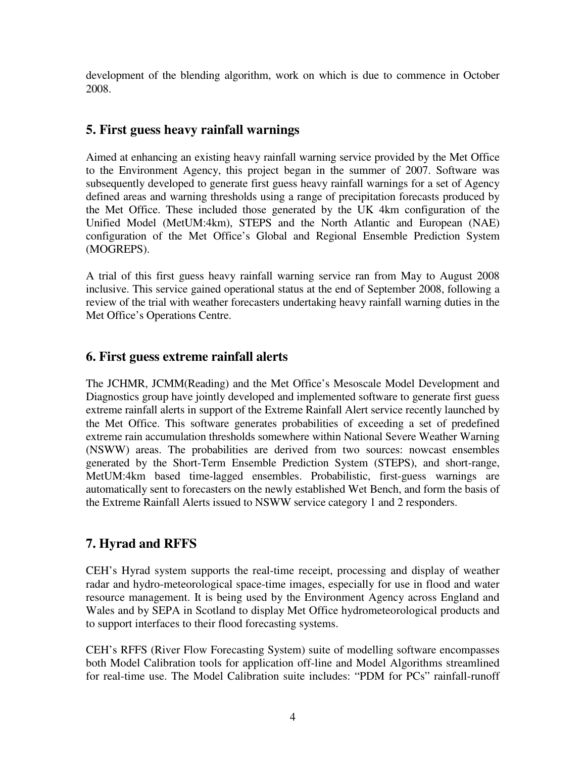development of the blending algorithm, work on which is due to commence in October 2008.

## 5. First guess heavy rainfall warnings

Aimed at enhancing an existing heavy rainfall warning service provided by the Met Office to the Environment Agency, this project began in the summer of 2007. Software was subsequently developed to generate first guess heavy rainfall warnings for a set of Agency defined areas and warning thresholds using a range of precipitation forecasts produced by the Met Office. These included those generated by the UK 4km configuration of the Unified Model (MetUM:4km), STEPS and the North Atlantic and European (NAE) configuration of the Met Office's Global and Regional Ensemble Prediction System (MOGREPS).

A trial of this first guess heavy rainfall warning service ran from May to August 2008 inclusive. This service gained operational status at the end of September 2008, following a review of the trial with weather forecasters undertaking heavy rainfall warning duties in the Met Office's Operations Centre.

## 6. First guess extreme rainfall alerts

The JCHMR, JCMM(Reading) and the Met Office's Mesoscale Model Development and Diagnostics group have jointly developed and implemented software to generate first guess extreme rainfall alerts in support of the Extreme Rainfall Alert service recently launched by the Met Office. This software generates probabilities of exceeding a set of predefined extreme rain accumulation thresholds somewhere within National Severe Weather Warning (NSWW) areas. The probabilities are derived from two sources: nowcast ensembles generated by the Short-Term Ensemble Prediction System (STEPS), and short-range, MetUM:4km based time-lagged ensembles. Probabilistic, first-guess warnings are automatically sent to forecasters on the newly established Wet Bench, and form the basis of the Extreme Rainfall Alerts issued to NSWW service category 1 and 2 responders.

## 7. Hyrad and RFFS

CEH's Hyrad system supports the real-time receipt, processing and display of weather radar and hydro-meteorological space-time images, especially for use in flood and water resource management. It is being used by the Environment Agency across England and Wales and by SEPA in Scotland to display Met Office hydrometeorological products and to support interfaces to their flood forecasting systems.

CEH's RFFS (River Flow Forecasting System) suite of modelling software encompasses both Model Calibration tools for application off-line and Model Algorithms streamlined for real-time use. The Model Calibration suite includes: "PDM for PCs" rainfall-runoff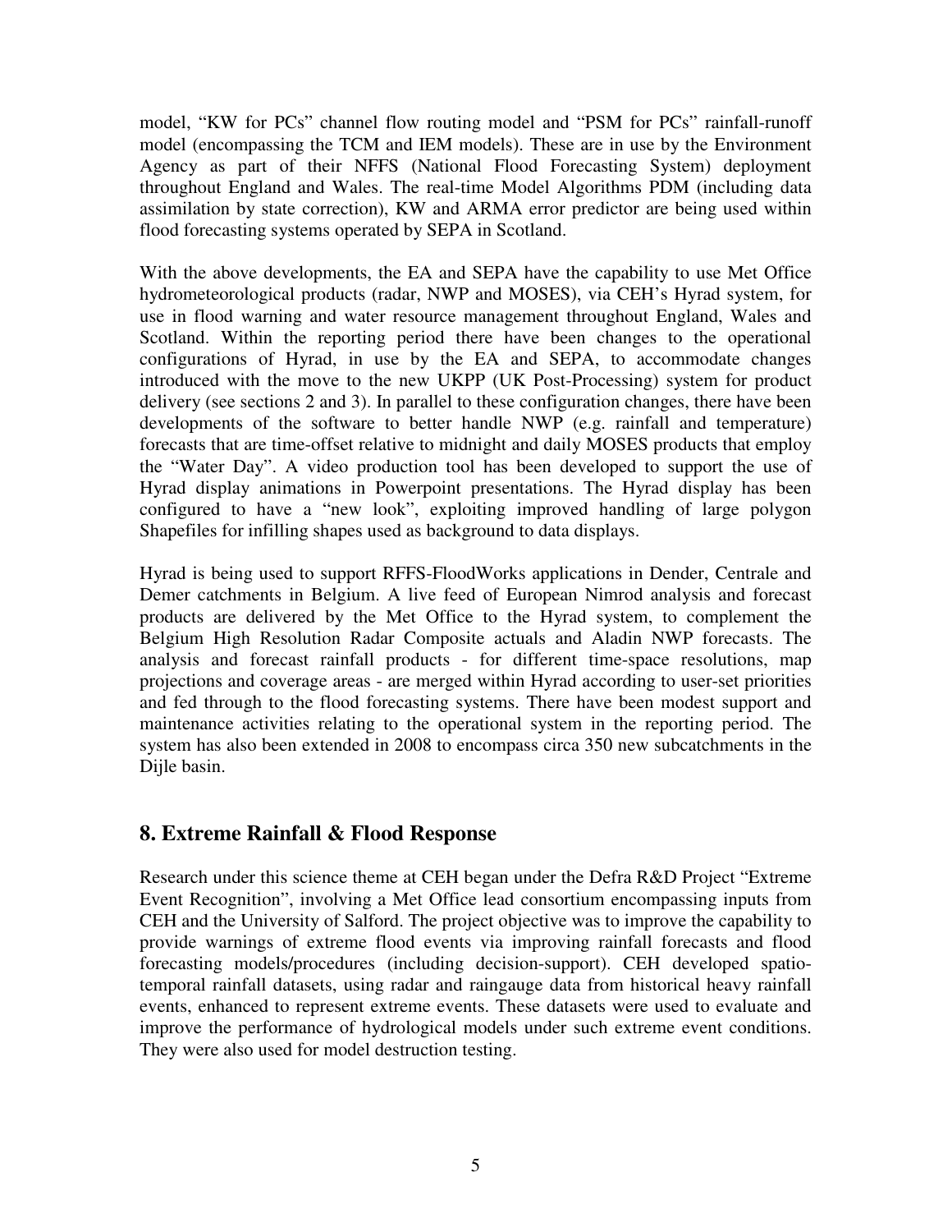model, "KW for PCs" channel flow routing model and "PSM for PCs" rainfall-runoff model (encompassing the TCM and IEM models). These are in use by the Environment Agency as part of their NFFS (National Flood Forecasting System) deployment throughout England and Wales. The real-time Model Algorithms PDM (including data assimilation by state correction), KW and ARMA error predictor are being used within flood forecasting systems operated by SEPA in Scotland.

With the above developments, the EA and SEPA have the capability to use Met Office hydrometeorological products (radar, NWP and MOSES), via CEH's Hyrad system, for use in flood warning and water resource management throughout England, Wales and Scotland. Within the reporting period there have been changes to the operational configurations of Hyrad, in use by the EA and SEPA, to accommodate changes introduced with the move to the new UKPP (UK Post-Processing) system for product delivery (see sections 2 and 3). In parallel to these configuration changes, there have been developments of the software to better handle NWP (e.g. rainfall and temperature) forecasts that are time-offset relative to midnight and daily MOSES products that employ the "Water Day". A video production tool has been developed to support the use of Hyrad display animations in Powerpoint presentations. The Hyrad display has been configured to have a "new look", exploiting improved handling of large polygon Shapefiles for infilling shapes used as background to data displays.

Hyrad is being used to support RFFS-FloodWorks applications in Dender, Centrale and Demer catchments in Belgium. A live feed of European Nimrod analysis and forecast products are delivered by the Met Office to the Hyrad system, to complement the Belgium High Resolution Radar Composite actuals and Aladin NWP forecasts. The analysis and forecast rainfall products - for different time-space resolutions, map projections and coverage areas - are merged within Hyrad according to user-set priorities and fed through to the flood forecasting systems. There have been modest support and maintenance activities relating to the operational system in the reporting period. The system has also been extended in 2008 to encompass circa 350 new subcatchments in the Dijle basin.

## 8. Extreme Rainfall & Flood Response

Research under this science theme at CEH began under the Defra R&D Project "Extreme Event Recognition", involving a Met Office lead consortium encompassing inputs from CEH and the University of Salford. The project objective was to improve the capability to provide warnings of extreme flood events via improving rainfall forecasts and flood forecasting models/procedures (including decision-support). CEH developed spatio-temporal rainfall datasets, using radar and raingauge data from historical heavy rainfall events, enhanced to represent extreme events. These datasets were used to evaluate and improve the performance of hydrological models under such extreme event conditions. They were also used for model destruction testing.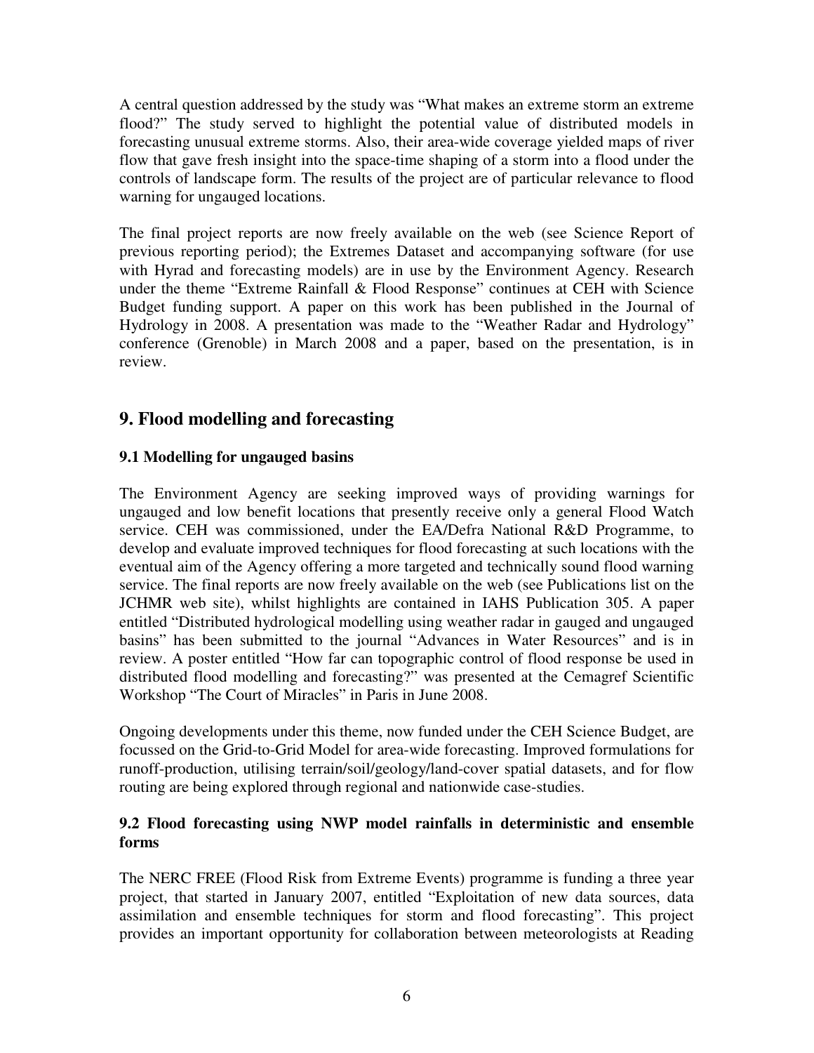A central question addressed by the study was "What makes an extreme storm an extreme flood?" The study served to highlight the potential value of distributed models in forecasting unusual extreme storms. Also, their area-wide coverage yielded maps of river flow that gave fresh insight into the space-time shaping of a storm into a flood under the controls of landscape form. The results of the project are of particular relevance to flood warning for ungauged locations.

The final project reports are now freely available on the web (see Science Report of previous reporting period); the Extremes Dataset and accompanying software (for use with Hyrad and forecasting models) are in use by the Environment Agency. Research under the theme "Extreme Rainfall & Flood Response" continues at CEH with Science Budget funding support. A paper on this work has been published in the Journal of Hydrology in 2008. A presentation was made to the "Weather Radar and Hydrology" conference (Grenoble) in March 2008 and a paper, based on the presentation, is in review.

## 9. Flood modelling and forecasting

### 9.1 Modelling for ungauged basins

The Environment Agency are seeking improved ways of providing warnings for ungauged and low benefit locations that presently receive only a general Flood Watch service. CEH was commissioned, under the EA/Defra National R&D Programme, to develop and evaluate improved techniques for flood forecasting at such locations with the eventual aim of the Agency offering a more targeted and technically sound flood warning service. The final reports are now freely available on the web (see Publications list on the JCHMR web site), whilst highlights are contained in IAHS Publication 305. A paper entitled "Distributed hydrological modelling using weather radar in gauged and ungauged basins" has been submitted to the journal "Advances in Water Resources" and is in review. A poster entitled "How far can topographic control of flood response be used in distributed flood modelling and forecasting?" was presented at the Cemagref Scientific Workshop "The Court of Miracles" in Paris in June 2008.

Ongoing developments under this theme, now funded under the CEH Science Budget, are focussed on the Grid-to-Grid Model for area-wide forecasting. Improved formulations for runoff-production, utilising terrain/soil/geology/land-cover spatial datasets, and for flow routing are being explored through regional and nationwide case-studies.

### 9.2 Flood forecasting using NWP model rainfalls in deterministic and ensemble forms

The NERC FREE (Flood Risk from Extreme Events) programme is funding a three year project, that started in January 2007, entitled "Exploitation of new data sources, data assimilation and ensemble techniques for storm and flood forecasting". This project provides an important opportunity for collaboration between meteorologists at Reading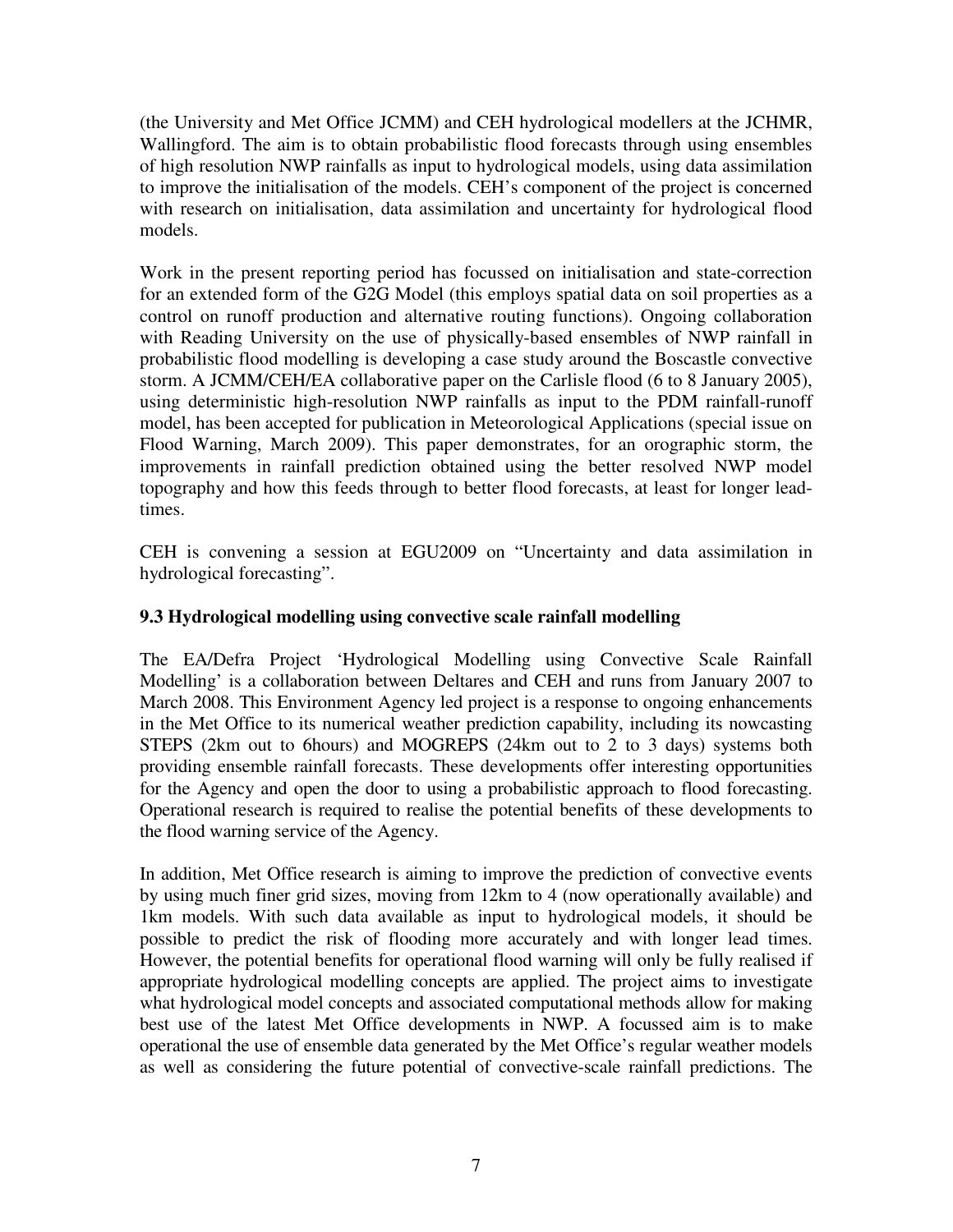(the University and Met Office JCMM) and CEH hydrological modellers at the JCHMR, Wallingford. The aim is to obtain probabilistic flood forecasts through using ensembles of high resolution NWP rainfalls as input to hydrological models, using data assimilation to improve the initialisation of the models. CEH's component of the project is concerned with research on initialisation, data assimilation and uncertainty for hydrological flood models.

Work in the present reporting period has focussed on initialisation and state-correction for an extended form of the G2G Model (this employs spatial data on soil properties as a control on runoff production and alternative routing functions). Ongoing collaboration with Reading University on the use of physically-based ensembles of NWP rainfall in probabilistic flood modelling is developing a case study around the Boscastle convective storm. A JCMM/CEH/EA collaborative paper on the Carlisle flood (6 to 8 January 2005), using deterministic high-resolution NWP rainfalls as input to the PDM rainfall-runoff model, has been accepted for publication in Meteorological Applications (special issue on Flood Warning, March 2009). This paper demonstrates, for an orographic storm, the improvements in rainfall prediction obtained using the better resolved NWP model topography and how this feeds through to better flood forecasts, at least for longer lead-times.

CEH is convening a session at EGU2009 on "Uncertainty and data assimilation in hydrological forecasting".

### 9.3 Hydrological modelling using convective scale rainfall modelling

The EA/Defra Project 'Hydrological Modelling using Convective Scale Rainfall Modelling' is a collaboration between Deltares and CEH and runs from January 2007 to March 2008. This Environment Agency led project is a response to ongoing enhancements in the Met Office to its numerical weather prediction capability, including its nowcasting STEPS (2km out to 6hours) and MOGREPS (24km out to 2 to 3 days) systems both providing ensemble rainfall forecasts. These developments offer interesting opportunities for the Agency and open the door to using a probabilistic approach to flood forecasting. Operational research is required to realise the potential benefits of these developments to the flood warning service of the Agency.

In addition, Met Office research is aiming to improve the prediction of convective events by using much finer grid sizes, moving from 12km to 4 (now operationally available) and 1km models. With such data available as input to hydrological models, it should be possible to predict the risk of flooding more accurately and with longer lead times. However, the potential benefits for operational flood warning will only be fully realised if appropriate hydrological modelling concepts are applied. The project aims to investigate what hydrological model concepts and associated computational methods allow for making best use of the latest Met Office developments in NWP. A focussed aim is to make operational the use of ensemble data generated by the Met Office's regular weather models as well as considering the future potential of convective-scale rainfall predictions. The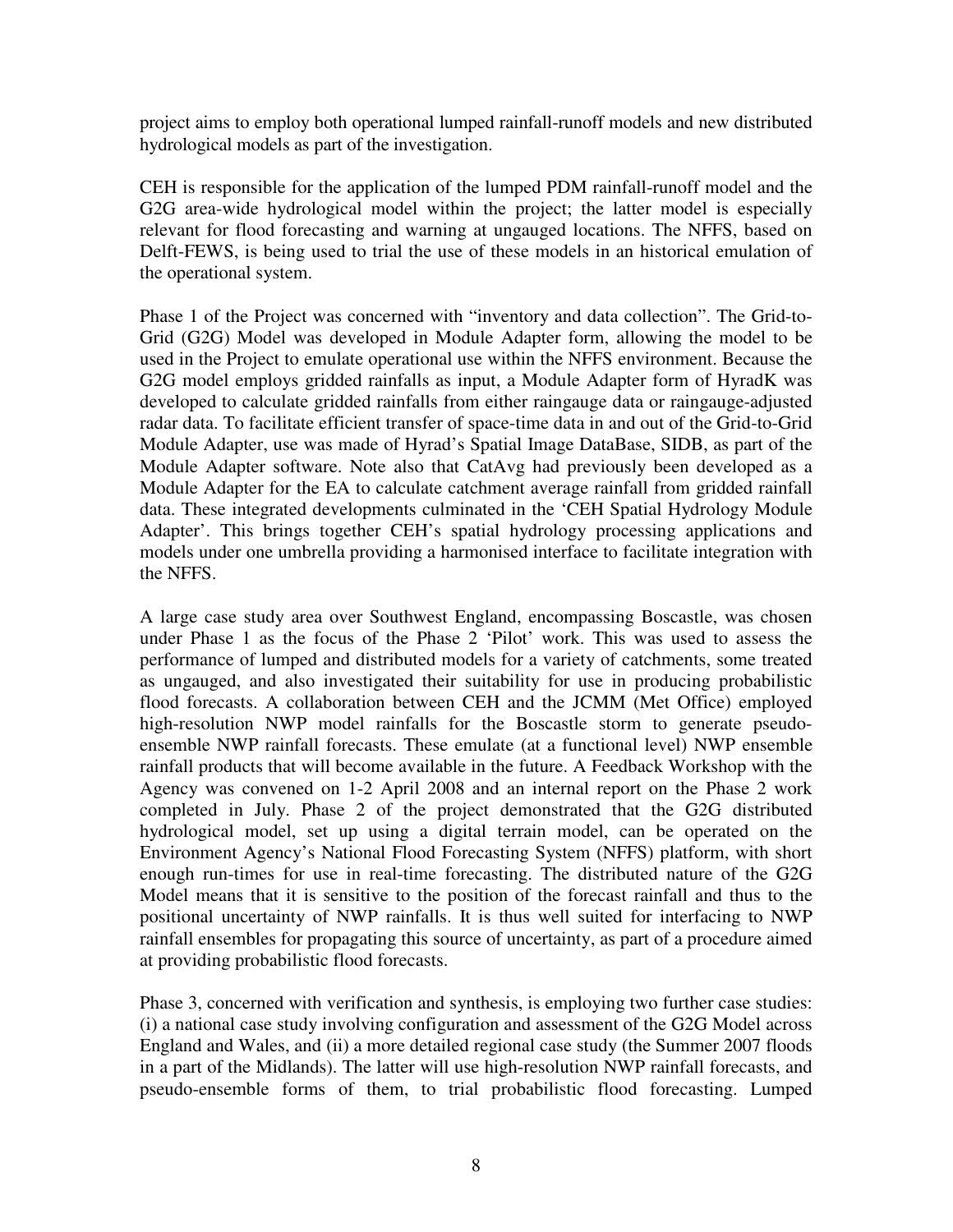project aims to employ both operational lumped rainfall-runoff models and new distributed hydrological models as part of the investigation.

CEH is responsible for the application of the lumped PDM rainfall-runoff model and the G2G area-wide hydrological model within the project; the latter model is especially relevant for flood forecasting and warning at ungauged locations. The NFFS, based on Delft-FEWS, is being used to trial the use of these models in an historical emulation of the operational system.

Phase 1 of the Project was concerned with "inventory and data collection". The Grid-to-Grid (G2G) Model was developed in Module Adapter form, allowing the model to be used in the Project to emulate operational use within the NFFS environment. Because the G2G model employs gridded rainfalls as input, a Module Adapter form of HyradK was developed to calculate gridded rainfalls from either raingauge data or raingauge-adjusted radar data. To facilitate efficient transfer of space-time data in and out of the Grid-to-Grid Module Adapter, use was made of Hyrad's Spatial Image DataBase, SIDB, as part of the Module Adapter software. Note also that CatAvg had previously been developed as a Module Adapter for the EA to calculate catchment average rainfall from gridded rainfall data. These integrated developments culminated in the 'CEH Spatial Hydrology Module Adapter'. This brings together CEH's spatial hydrology processing applications and models under one umbrella providing a harmonised interface to facilitate integration with the NFFS.

A large case study area over Southwest England, encompassing Boscastle, was chosen under Phase 1 as the focus of the Phase 2 'Pilot' work. This was used to assess the performance of lumped and distributed models for a variety of catchments, some treated as ungauged, and also investigated their suitability for use in producing probabilistic flood forecasts. A collaboration between CEH and the JCMM (Met Office) employed high-resolution NWP model rainfalls for the Boscastle storm to generate pseudo-ensemble NWP rainfall forecasts. These emulate (at a functional level) NWP ensemble rainfall products that will become available in the future. A Feedback Workshop with the Agency was convened on 1-2 April 2008 and an internal report on the Phase 2 work completed in July. Phase 2 of the project demonstrated that the G2G distributed hydrological model, set up using a digital terrain model, can be operated on the Environment Agency's National Flood Forecasting System (NFFS) platform, with short enough run-times for use in real-time forecasting. The distributed nature of the G2G Model means that it is sensitive to the position of the forecast rainfall and thus to the positional uncertainty of NWP rainfalls. It is thus well suited for interfacing to NWP rainfall ensembles for propagating this source of uncertainty, as part of a procedure aimed at providing probabilistic flood forecasts.

Phase 3, concerned with verification and synthesis, is employing two further case studies: (i) a national case study involving configuration and assessment of the G2G Model across England and Wales, and (ii) a more detailed regional case study (the Summer 2007 floods in a part of the Midlands). The latter will use high-resolution NWP rainfall forecasts, and pseudo-ensemble forms of them, to trial probabilistic flood forecasting. Lumped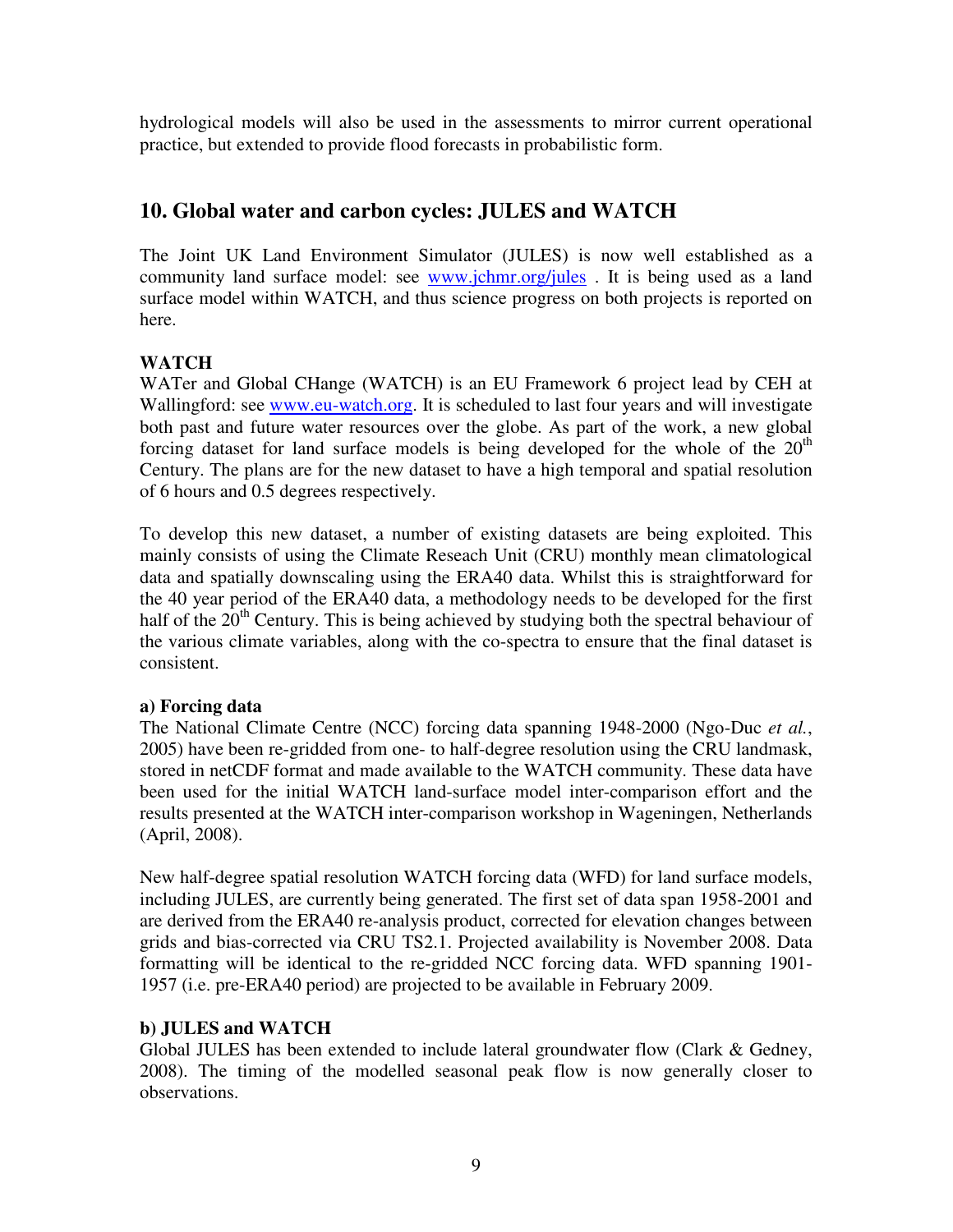hydrological models will also be used in the assessments to mirror current operational practice, but extended to provide flood forecasts in probabilistic form.

## 10. Global water and carbon cycles: JULES and WATCH

The Joint UK Land Environment Simulator (JULES) is now well established as a community land surface model: see [www.jchmr.org/jules](www.jchmr.org/jules) . It is being used as a land surface model within WATCH, and thus science progress on both projects is reported on here.

**WATCH**

WATer and Global CHange (WATCH) is an EU Framework 6 project lead by CEH at Wallingford: see [www.eu-watch.org](www.eu-watch.org). It is scheduled to last four years and will investigate both past and future water resources over the globe. As part of the work, a new global forcing dataset for land surface models is being developed for the whole of the 20th Century. The plans are for the new dataset to have a high temporal and spatial resolution of 6 hours and 0.5 degrees respectively.

To develop this new dataset, a number of existing datasets are being exploited. This mainly consists of using the Climate Reseach Unit (CRU) monthly mean climatological data and spatially downscaling using the ERA40 data. Whilst this is straightforward for the 40 year period of the ERA40 data, a methodology needs to be developed for the first half of the 20th Century. This is being achieved by studying both the spectral behaviour of the various climate variables, along with the co-spectra to ensure that the final dataset is consistent.

**a) Forcing data**

The National Climate Centre (NCC) forcing data spanning 1948-2000 (Ngo-Duc *et al.*, 2005) have been re-gridded from one- to half-degree resolution using the CRU landmask, stored in netCDF format and made available to the WATCH community. These data have been used for the initial WATCH land-surface model inter-comparison effort and the results presented at the WATCH inter-comparison workshop in Wageningen, Netherlands (April, 2008).

New half-degree spatial resolution WATCH forcing data (WFD) for land surface models, including JULES, are currently being generated. The first set of data span 1958-2001 and are derived from the ERA40 re-analysis product, corrected for elevation changes between grids and bias-corrected via CRU TS2.1. Projected availability is November 2008. Data formatting will be identical to the re-gridded NCC forcing data. WFD spanning 1901-1957 (i.e. pre-ERA40 period) are projected to be available in February 2009.

**b) JULES and WATCH**

Global JULES has been extended to include lateral groundwater flow (Clark & Gedney, 2008). The timing of the modelled seasonal peak flow is now generally closer to observations.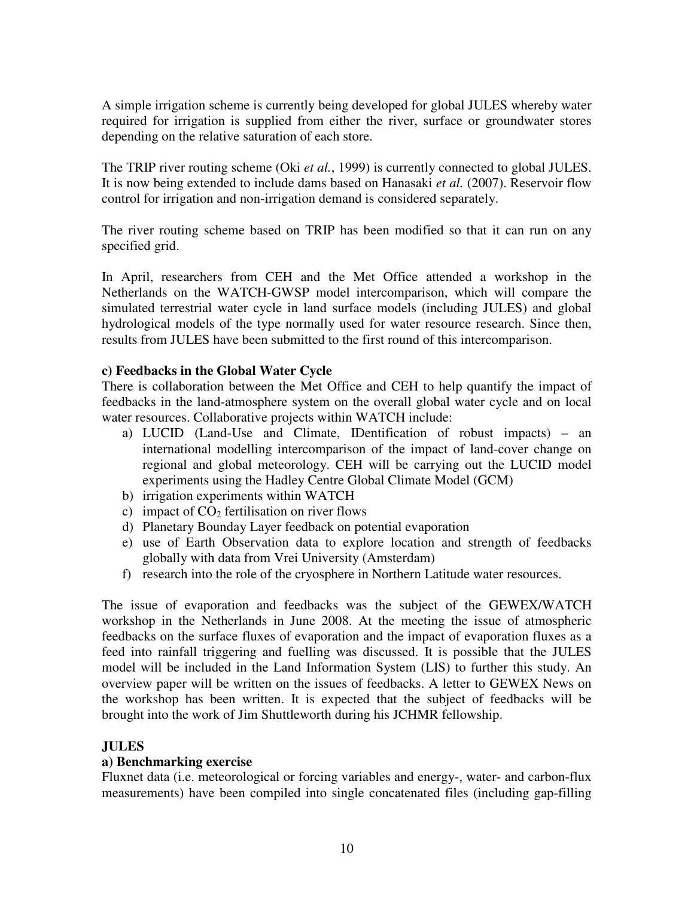A simple irrigation scheme is currently being developed for global JULES whereby water required for irrigation is supplied from either the river, surface or groundwater stores depending on the relative saturation of each store.

The TRIP river routing scheme (Oki *et al.*, 1999) is currently connected to global JULES. It is now being extended to include dams based on Hanasaki *et al.* (2007). Reservoir flow control for irrigation and non-irrigation demand is considered separately.

The river routing scheme based on TRIP has been modified so that it can run on any specified grid.

In April, researchers from CEH and the Met Office attended a workshop in the Netherlands on the WATCH-GWSP model intercomparison, which will compare the simulated terrestrial water cycle in land surface models (including JULES) and global hydrological models of the type normally used for water resource research. Since then, results from JULES have been submitted to the first round of this intercomparison.

**c) Feedbacks in the Global Water Cycle**

There is collaboration between the Met Office and CEH to help quantify the impact of feedbacks in the land-atmosphere system on the overall global water cycle and on local water resources. Collaborative projects within WATCH include:

a) LUCID (Land-Use and Climate, IDentification of robust impacts) – an international modelling intercomparison of the impact of land-cover change on regional and global meteorology. CEH will be carrying out the LUCID model experiments using the Hadley Centre Global Climate Model (GCM)
b) irrigation experiments within WATCH
c) impact of $CO_2$ fertilisation on river flows
d) Planetary Bounday Layer feedback on potential evaporation
e) use of Earth Observation data to explore location and strength of feedbacks globally with data from Vrei University (Amsterdam)
f) research into the role of the cryosphere in Northern Latitude water resources.

The issue of evaporation and feedbacks was the subject of the GEWEX/WATCH workshop in the Netherlands in June 2008. At the meeting the issue of atmospheric feedbacks on the surface fluxes of evaporation and the impact of evaporation fluxes as a feed into rainfall triggering and fuelling was discussed. It is possible that the JULES model will be included in the Land Information System (LIS) to further this study. An overview paper will be written on the issues of feedbacks. A letter to GEWEX News on the workshop has been written. It is expected that the subject of feedbacks will be brought into the work of Jim Shuttleworth during his JCHMR fellowship.

**JULES**

**a) Benchmarking exercise**

Fluxnet data (i.e. meteorological or forcing variables and energy-, water- and carbon-flux measurements) have been compiled into single concatenated files (including gap-filling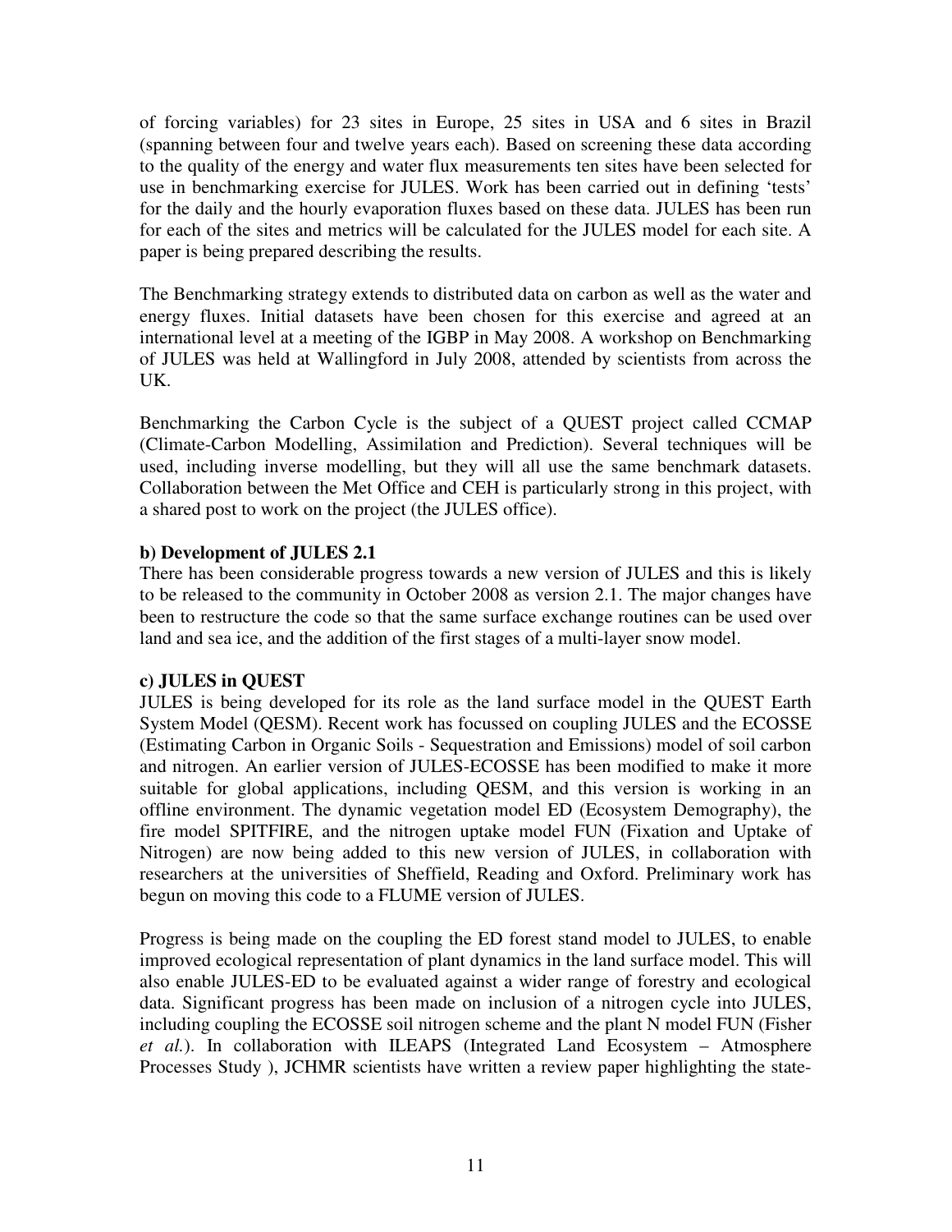of forcing variables) for 23 sites in Europe, 25 sites in USA and 6 sites in Brazil (spanning between four and twelve years each). Based on screening these data according to the quality of the energy and water flux measurements ten sites have been selected for use in benchmarking exercise for JULES. Work has been carried out in defining 'tests' for the daily and the hourly evaporation fluxes based on these data. JULES has been run for each of the sites and metrics will be calculated for the JULES model for each site. A paper is being prepared describing the results.

The Benchmarking strategy extends to distributed data on carbon as well as the water and energy fluxes. Initial datasets have been chosen for this exercise and agreed at an international level at a meeting of the IGBP in May 2008. A workshop on Benchmarking of JULES was held at Wallingford in July 2008, attended by scientists from across the UK.

Benchmarking the Carbon Cycle is the subject of a QUEST project called CCMAP (Climate-Carbon Modelling, Assimilation and Prediction). Several techniques will be used, including inverse modelling, but they will all use the same benchmark datasets. Collaboration between the Met Office and CEH is particularly strong in this project, with a shared post to work on the project (the JULES office).

**b) Development of JULES 2.1**

There has been considerable progress towards a new version of JULES and this is likely to be released to the community in October 2008 as version 2.1. The major changes have been to restructure the code so that the same surface exchange routines can be used over land and sea ice, and the addition of the first stages of a multi-layer snow model.

**c) JULES in QUEST**

JULES is being developed for its role as the land surface model in the QUEST Earth System Model (QESM). Recent work has focussed on coupling JULES and the ECOSSE (Estimating Carbon in Organic Soils - Sequestration and Emissions) model of soil carbon and nitrogen. An earlier version of JULES-ECOSSE has been modified to make it more suitable for global applications, including QESM, and this version is working in an offline environment. The dynamic vegetation model ED (Ecosystem Demography), the fire model SPITFIRE, and the nitrogen uptake model FUN (Fixation and Uptake of Nitrogen) are now being added to this new version of JULES, in collaboration with researchers at the universities of Sheffield, Reading and Oxford. Preliminary work has begun on moving this code to a FLUME version of JULES.

Progress is being made on the coupling the ED forest stand model to JULES, to enable improved ecological representation of plant dynamics in the land surface model. This will also enable JULES-ED to be evaluated against a wider range of forestry and ecological data. Significant progress has been made on inclusion of a nitrogen cycle into JULES, including coupling the ECOSSE soil nitrogen scheme and the plant N model FUN (Fisher *et al.*). In collaboration with ILEAPS (Integrated Land Ecosystem – Atmosphere Processes Study ), JCHMR scientists have written a review paper highlighting the state-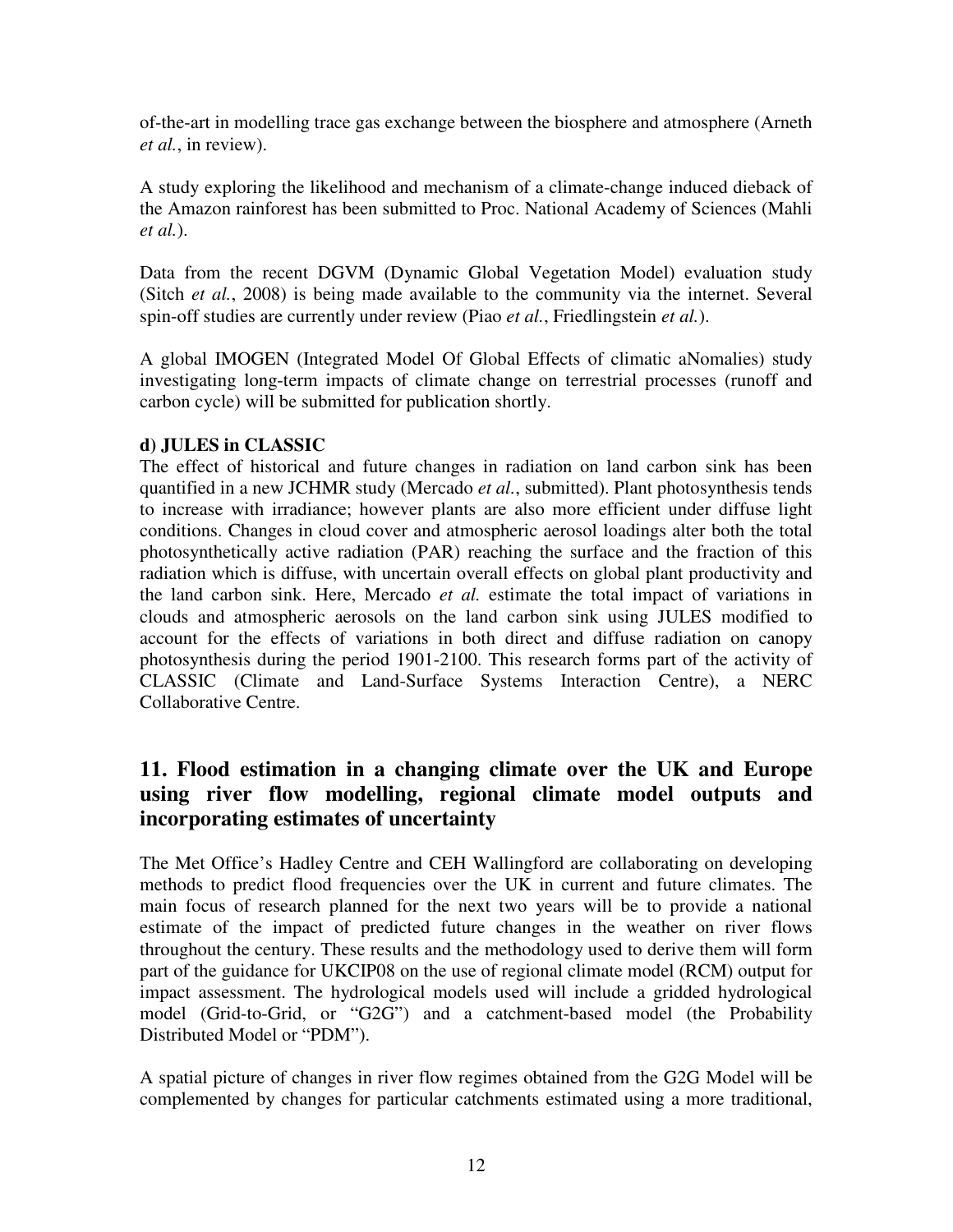of-the-art in modelling trace gas exchange between the biosphere and atmosphere (Arneth *et al.*, in review).

A study exploring the likelihood and mechanism of a climate-change induced dieback of the Amazon rainforest has been submitted to Proc. National Academy of Sciences (Mahli *et al.*).

Data from the recent DGVM (Dynamic Global Vegetation Model) evaluation study (Sitch *et al.*, 2008) is being made available to the community via the internet. Several spin-off studies are currently under review (Piao *et al.*, Friedlingstein *et al.*).

A global IMOGEN (Integrated Model Of Global Effects of climatic aNomalies) study investigating long-term impacts of climate change on terrestrial processes (runoff and carbon cycle) will be submitted for publication shortly.

**d) JULES in CLASSIC**

The effect of historical and future changes in radiation on land carbon sink has been quantified in a new JCHMR study (Mercado *et al.*, submitted). Plant photosynthesis tends to increase with irradiance; however plants are also more efficient under diffuse light conditions. Changes in cloud cover and atmospheric aerosol loadings alter both the total photosynthetically active radiation (PAR) reaching the surface and the fraction of this radiation which is diffuse, with uncertain overall effects on global plant productivity and the land carbon sink. Here, Mercado *et al.* estimate the total impact of variations in clouds and atmospheric aerosols on the land carbon sink using JULES modified to account for the effects of variations in both direct and diffuse radiation on canopy photosynthesis during the period 1901-2100. This research forms part of the activity of CLASSIC (Climate and Land-Surface Systems Interaction Centre), a NERC Collaborative Centre.

## 11. Flood estimation in a changing climate over the UK and Europe using river flow modelling, regional climate model outputs and incorporating estimates of uncertainty

The Met Office's Hadley Centre and CEH Wallingford are collaborating on developing methods to predict flood frequencies over the UK in current and future climates. The main focus of research planned for the next two years will be to provide a national estimate of the impact of predicted future changes in the weather on river flows throughout the century. These results and the methodology used to derive them will form part of the guidance for UKCIP08 on the use of regional climate model (RCM) output for impact assessment. The hydrological models used will include a gridded hydrological model (Grid-to-Grid, or "G2G") and a catchment-based model (the Probability Distributed Model or "PDM").

A spatial picture of changes in river flow regimes obtained from the G2G Model will be complemented by changes for particular catchments estimated using a more traditional,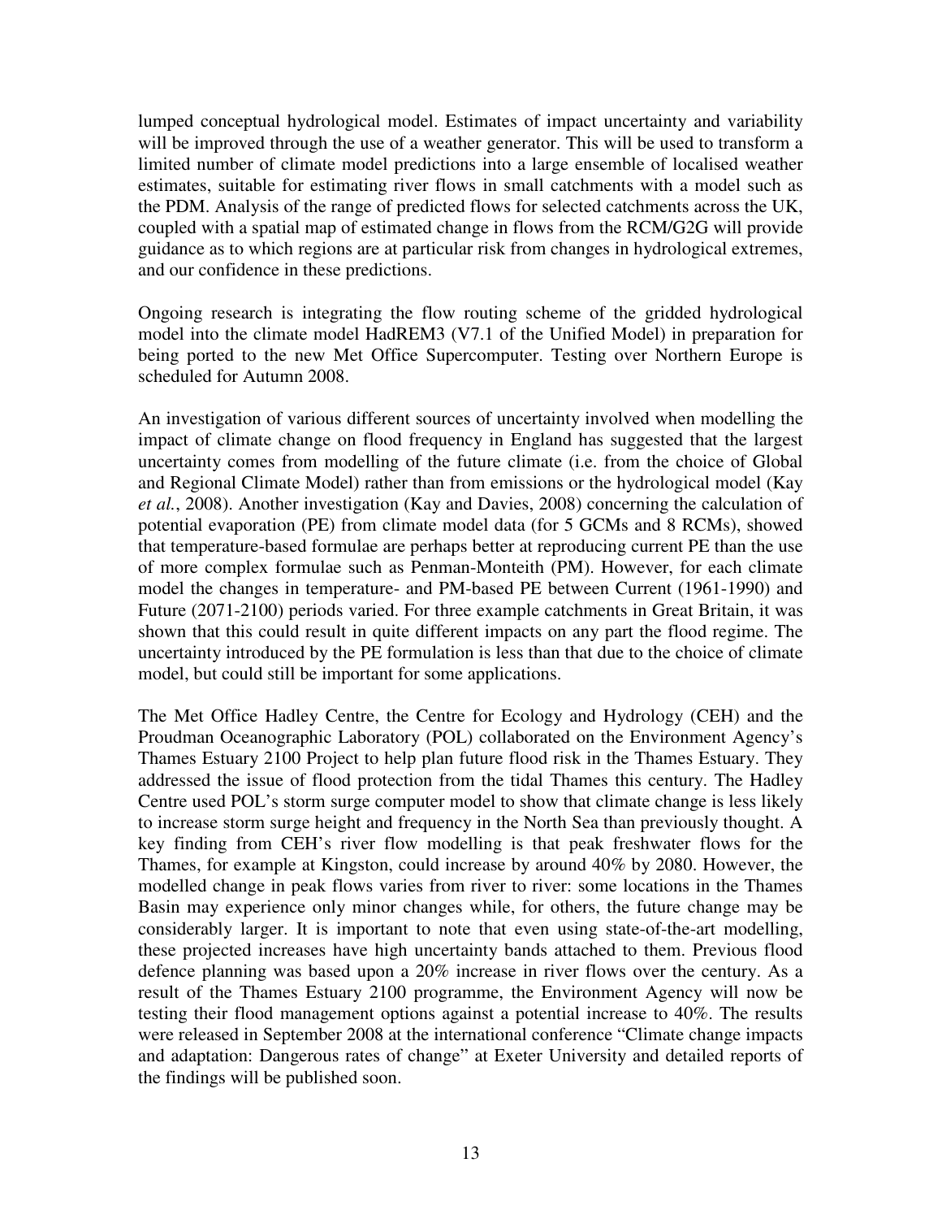lumped conceptual hydrological model. Estimates of impact uncertainty and variability will be improved through the use of a weather generator. This will be used to transform a limited number of climate model predictions into a large ensemble of localised weather estimates, suitable for estimating river flows in small catchments with a model such as the PDM. Analysis of the range of predicted flows for selected catchments across the UK, coupled with a spatial map of estimated change in flows from the RCM/G2G will provide guidance as to which regions are at particular risk from changes in hydrological extremes, and our confidence in these predictions.

Ongoing research is integrating the flow routing scheme of the gridded hydrological model into the climate model HadREM3 (V7.1 of the Unified Model) in preparation for being ported to the new Met Office Supercomputer. Testing over Northern Europe is scheduled for Autumn 2008.

An investigation of various different sources of uncertainty involved when modelling the impact of climate change on flood frequency in England has suggested that the largest uncertainty comes from modelling of the future climate (i.e. from the choice of Global and Regional Climate Model) rather than from emissions or the hydrological model (Kay *et al.*, 2008). Another investigation (Kay and Davies, 2008) concerning the calculation of potential evaporation (PE) from climate model data (for 5 GCMs and 8 RCMs), showed that temperature-based formulae are perhaps better at reproducing current PE than the use of more complex formulae such as Penman-Monteith (PM). However, for each climate model the changes in temperature- and PM-based PE between Current (1961-1990) and Future (2071-2100) periods varied. For three example catchments in Great Britain, it was shown that this could result in quite different impacts on any part the flood regime. The uncertainty introduced by the PE formulation is less than that due to the choice of climate model, but could still be important for some applications.

The Met Office Hadley Centre, the Centre for Ecology and Hydrology (CEH) and the Proudman Oceanographic Laboratory (POL) collaborated on the Environment Agency's Thames Estuary 2100 Project to help plan future flood risk in the Thames Estuary. They addressed the issue of flood protection from the tidal Thames this century. The Hadley Centre used POL's storm surge computer model to show that climate change is less likely to increase storm surge height and frequency in the North Sea than previously thought. A key finding from CEH's river flow modelling is that peak freshwater flows for the Thames, for example at Kingston, could increase by around 40% by 2080. However, the modelled change in peak flows varies from river to river: some locations in the Thames Basin may experience only minor changes while, for others, the future change may be considerably larger. It is important to note that even using state-of-the-art modelling, these projected increases have high uncertainty bands attached to them. Previous flood defence planning was based upon a 20% increase in river flows over the century. As a result of the Thames Estuary 2100 programme, the Environment Agency will now be testing their flood management options against a potential increase to 40%. The results were released in September 2008 at the international conference "Climate change impacts and adaptation: Dangerous rates of change" at Exeter University and detailed reports of the findings will be published soon.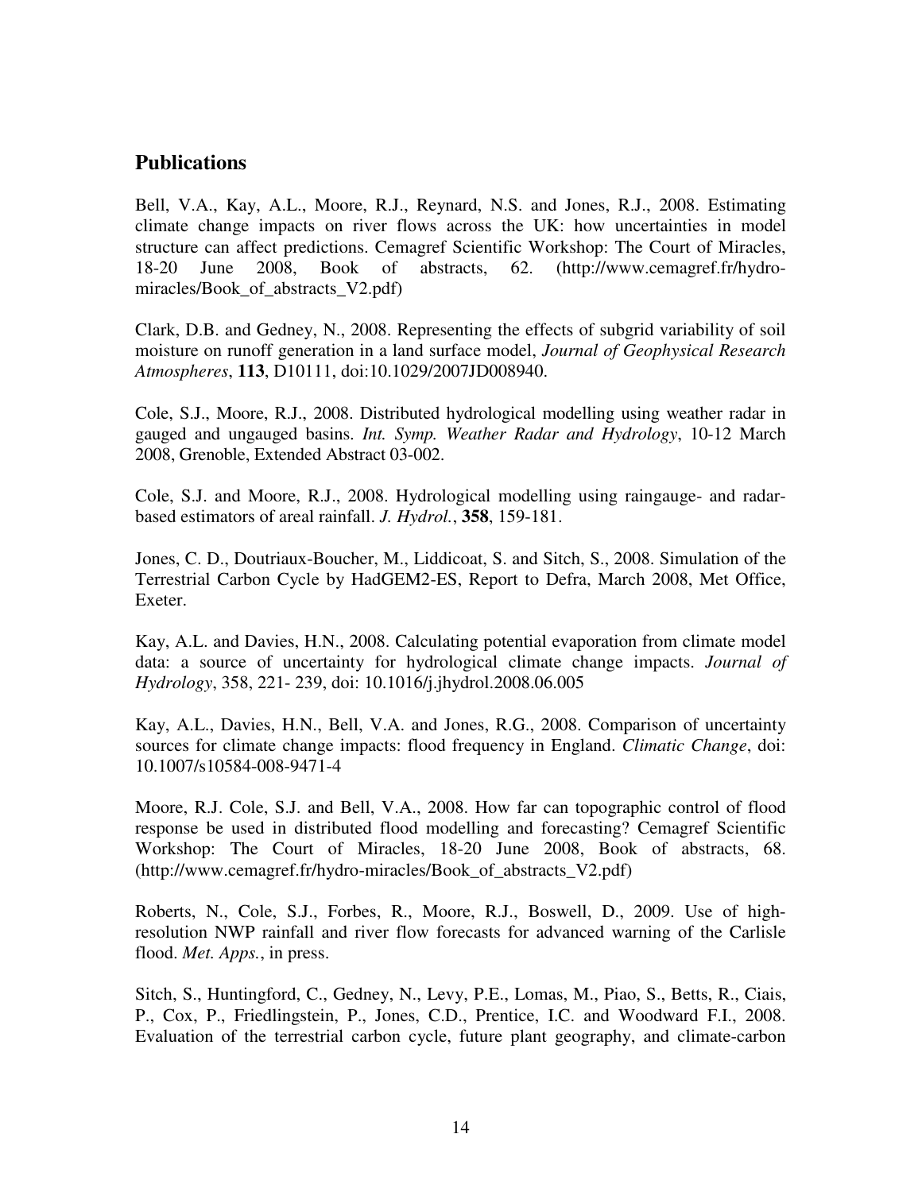## Publications

Bell, V.A., Kay, A.L., Moore, R.J., Reynard, N.S. and Jones, R.J., 2008. Estimating climate change impacts on river flows across the UK: how uncertainties in model structure can affect predictions. Cemagref Scientific Workshop: The Court of Miracles, 18-20 June 2008, Book of abstracts, 62. (http://www.cemagref.fr/hydro-miracles/Book_of_abstracts_V2.pdf)

Clark, D.B. and Gedney, N., 2008. Representing the effects of subgrid variability of soil moisture on runoff generation in a land surface model, *Journal of Geophysical Research Atmospheres*, **113**, D10111, doi:10.1029/2007JD008940.

Cole, S.J., Moore, R.J., 2008. Distributed hydrological modelling using weather radar in gauged and ungauged basins. *Int. Symp. Weather Radar and Hydrology*, 10-12 March 2008, Grenoble, Extended Abstract 03-002.

Cole, S.J. and Moore, R.J., 2008. Hydrological modelling using raingauge- and radar-based estimators of areal rainfall. *J. Hydrol.*, **358**, 159-181.

Jones, C. D., Doutriaux-Boucher, M., Liddicoat, S. and Sitch, S., 2008. Simulation of the Terrestrial Carbon Cycle by HadGEM2-ES, Report to Defra, March 2008, Met Office, Exeter.

Kay, A.L. and Davies, H.N., 2008. Calculating potential evaporation from climate model data: a source of uncertainty for hydrological climate change impacts. *Journal of Hydrology*, 358, 221- 239, doi: 10.1016/j.jhydrol.2008.06.005

Kay, A.L., Davies, H.N., Bell, V.A. and Jones, R.G., 2008. Comparison of uncertainty sources for climate change impacts: flood frequency in England. *Climatic Change*, doi: 10.1007/s10584-008-9471-4

Moore, R.J. Cole, S.J. and Bell, V.A., 2008. How far can topographic control of flood response be used in distributed flood modelling and forecasting? Cemagref Scientific Workshop: The Court of Miracles, 18-20 June 2008, Book of abstracts, 68. (http://www.cemagref.fr/hydro-miracles/Book_of_abstracts_V2.pdf)

Roberts, N., Cole, S.J., Forbes, R., Moore, R.J., Boswell, D., 2009. Use of high-resolution NWP rainfall and river flow forecasts for advanced warning of the Carlisle flood. *Met. Apps.*, in press.

Sitch, S., Huntingford, C., Gedney, N., Levy, P.E., Lomas, M., Piao, S., Betts, R., Ciais, P., Cox, P., Friedlingstein, P., Jones, C.D., Prentice, I.C. and Woodward F.I., 2008. Evaluation of the terrestrial carbon cycle, future plant geography, and climate-carbon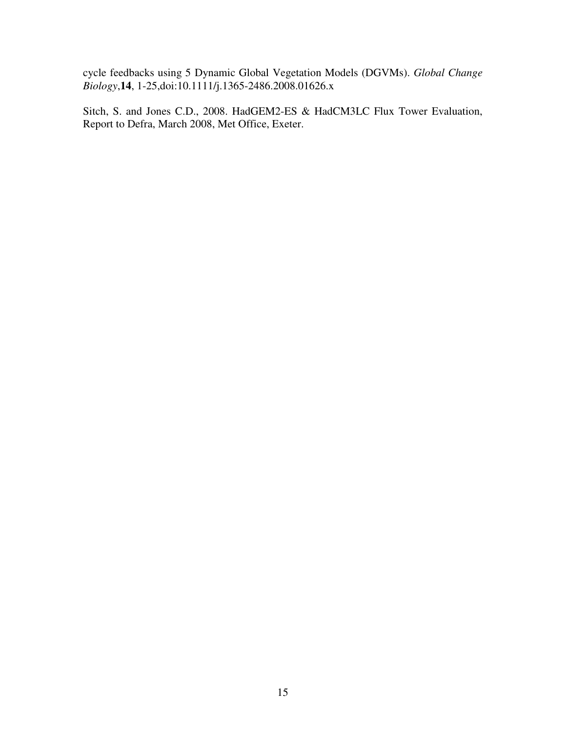cycle feedbacks using 5 Dynamic Global Vegetation Models (DGVMs). *Global Change Biology*,**14**, 1-25,doi:10.1111/j.1365-2486.2008.01626.x

Sitch, S. and Jones C.D., 2008. HadGEM2-ES & HadCM3LC Flux Tower Evaluation, Report to Defra, March 2008, Met Office, Exeter.